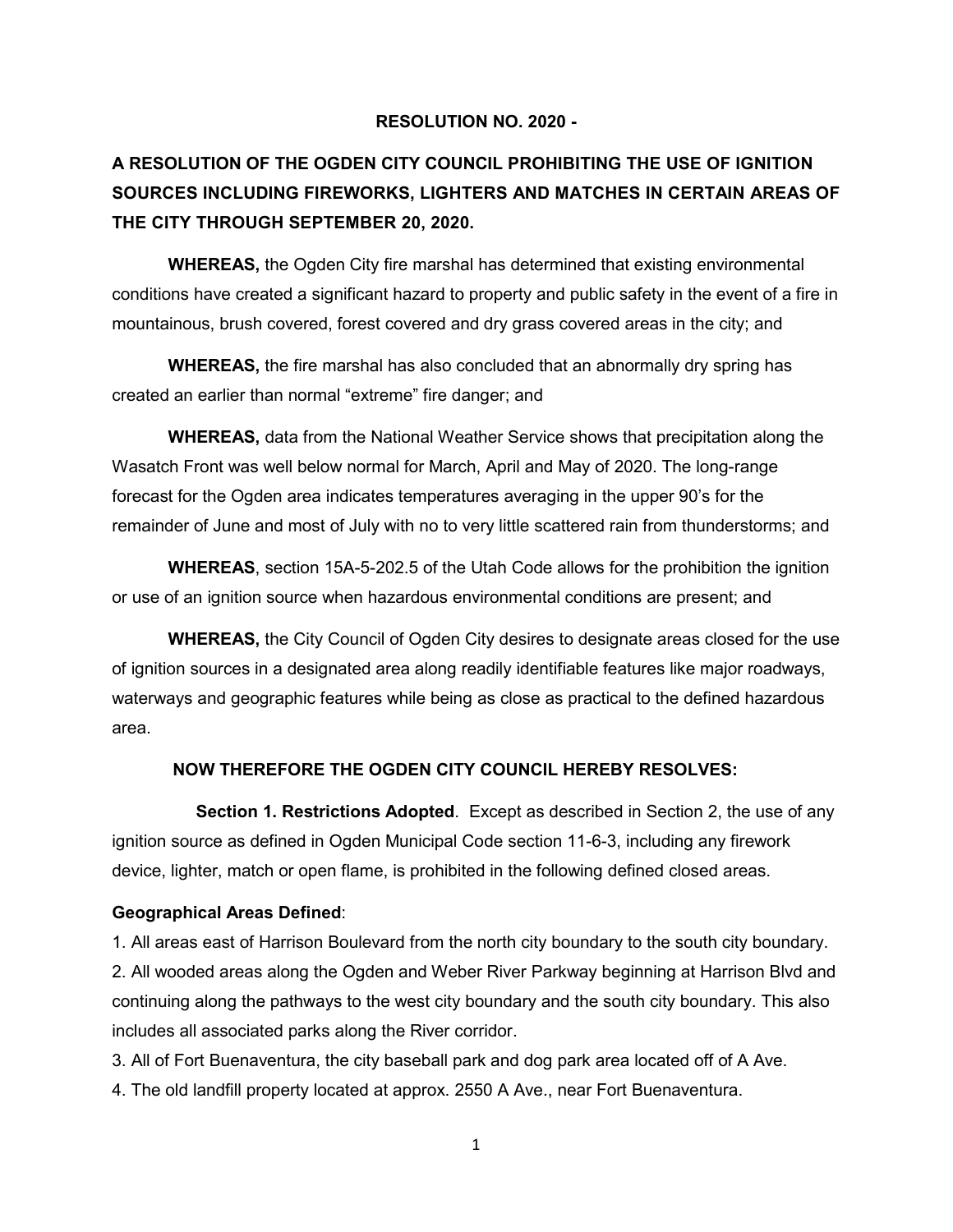**RESOLUTION NO. 2020 -**

**A RESOLUTION OF THE OGDEN CITY COUNCIL PROHIBITING THE USE OF IGNITION SOURCES INCLUDING FIREWORKS, LIGHTERS AND MATCHES IN CERTAIN AREAS OF THE CITY THROUGH SEPTEMBER 20, 2020.**

**WHEREAS,** the Ogden City fire marshal has determined that existing environmental conditions have created a significant hazard to property and public safety in the event of a fire in mountainous, brush covered, forest covered and dry grass covered areas in the city; and

**WHEREAS,** the fire marshal has also concluded that an abnormally dry spring has created an earlier than normal "extreme" fire danger; and

**WHEREAS,** data from the National Weather Service shows that precipitation along the Wasatch Front was well below normal for March, April and May of 2020. The long-range forecast for the Ogden area indicates temperatures averaging in the upper 90's for the remainder of June and most of July with no to very little scattered rain from thunderstorms; and

**WHEREAS**, section 15A-5-202.5 of the Utah Code allows for the prohibition the ignition or use of an ignition source when hazardous environmental conditions are present; and

**WHEREAS,** the City Council of Ogden City desires to designate areas closed for the use of ignition sources in a designated area along readily identifiable features like major roadways, waterways and geographic features while being as close as practical to the defined hazardous area.

**NOW THEREFORE THE OGDEN CITY COUNCIL HEREBY RESOLVES:**

**Section 1. Restrictions Adopted**. Except as described in Section 2, the use of any ignition source as defined in Ogden Municipal Code section 11-6-3, including any firework device, lighter, match or open flame, is prohibited in the following defined closed areas.

**Geographical Areas Defined**:

1. All areas east of Harrison Boulevard from the north city boundary to the south city boundary.
2. All wooded areas along the Ogden and Weber River Parkway beginning at Harrison Blvd and continuing along the pathways to the west city boundary and the south city boundary. This also includes all associated parks along the River corridor.
3. All of Fort Buenaventura, the city baseball park and dog park area located off of A Ave.
4. The old landfill property located at approx. 2550 A Ave., near Fort Buenaventura.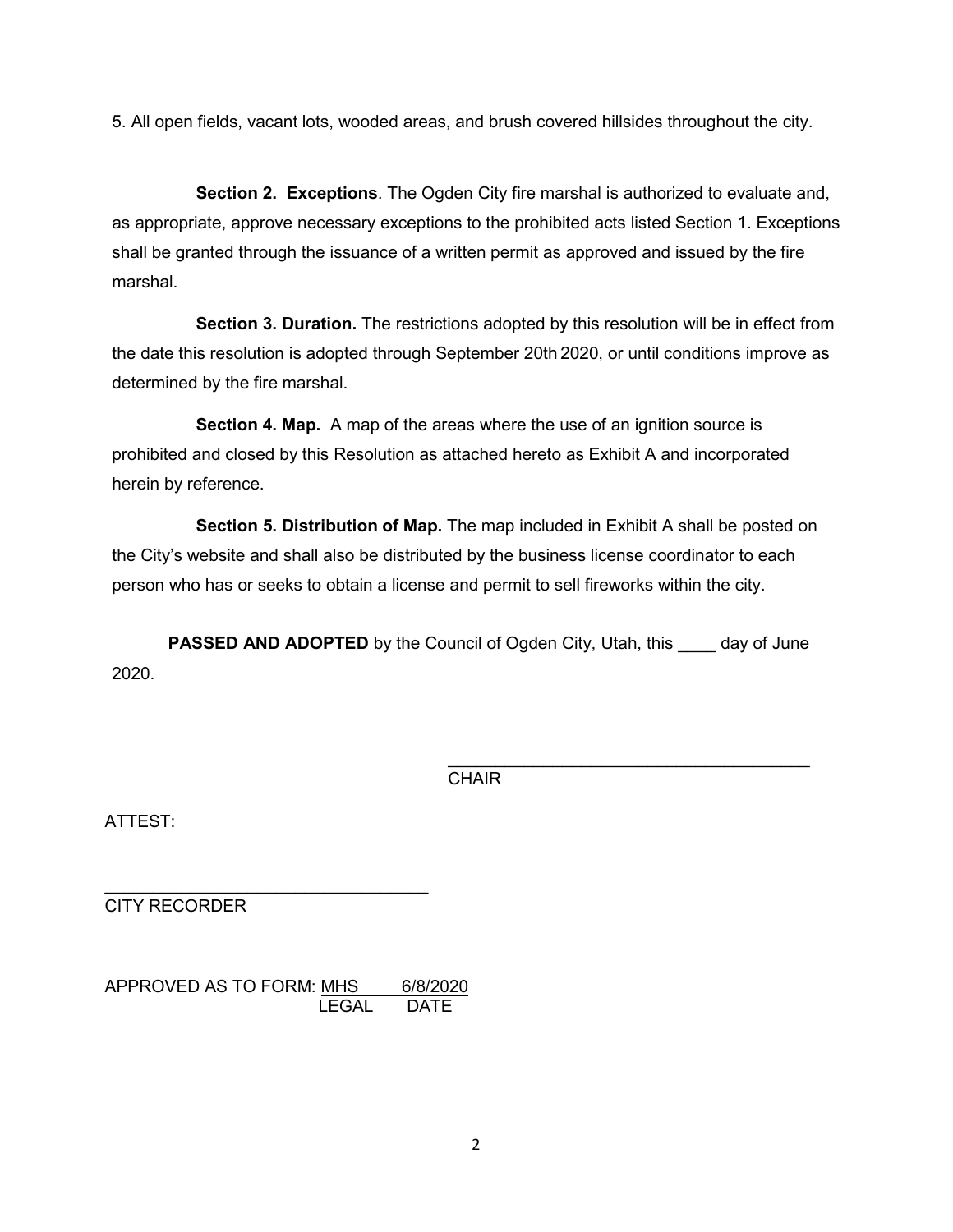5. All open fields, vacant lots, wooded areas, and brush covered hillsides throughout the city.

**Section 2. Exceptions**. The Ogden City fire marshal is authorized to evaluate and, as appropriate, approve necessary exceptions to the prohibited acts listed Section 1. Exceptions shall be granted through the issuance of a written permit as approved and issued by the fire marshal.

**Section 3. Duration.** The restrictions adopted by this resolution will be in effect from the date this resolution is adopted through September 20th 2020, or until conditions improve as determined by the fire marshal.

**Section 4. Map.** A map of the areas where the use of an ignition source is prohibited and closed by this Resolution as attached hereto as Exhibit A and incorporated herein by reference.

**Section 5. Distribution of Map.** The map included in Exhibit A shall be posted on the City's website and shall also be distributed by the business license coordinator to each person who has or seeks to obtain a license and permit to sell fireworks within the city.

**PASSED AND ADOPTED** by the Council of Ogden City, Utah, this ____ day of June 2020.

______________________________________
CHAIR

ATTEST:

__________________________________
CITY RECORDER

APPROVED AS TO FORM: MHS 6/8/2020
LEGAL DATE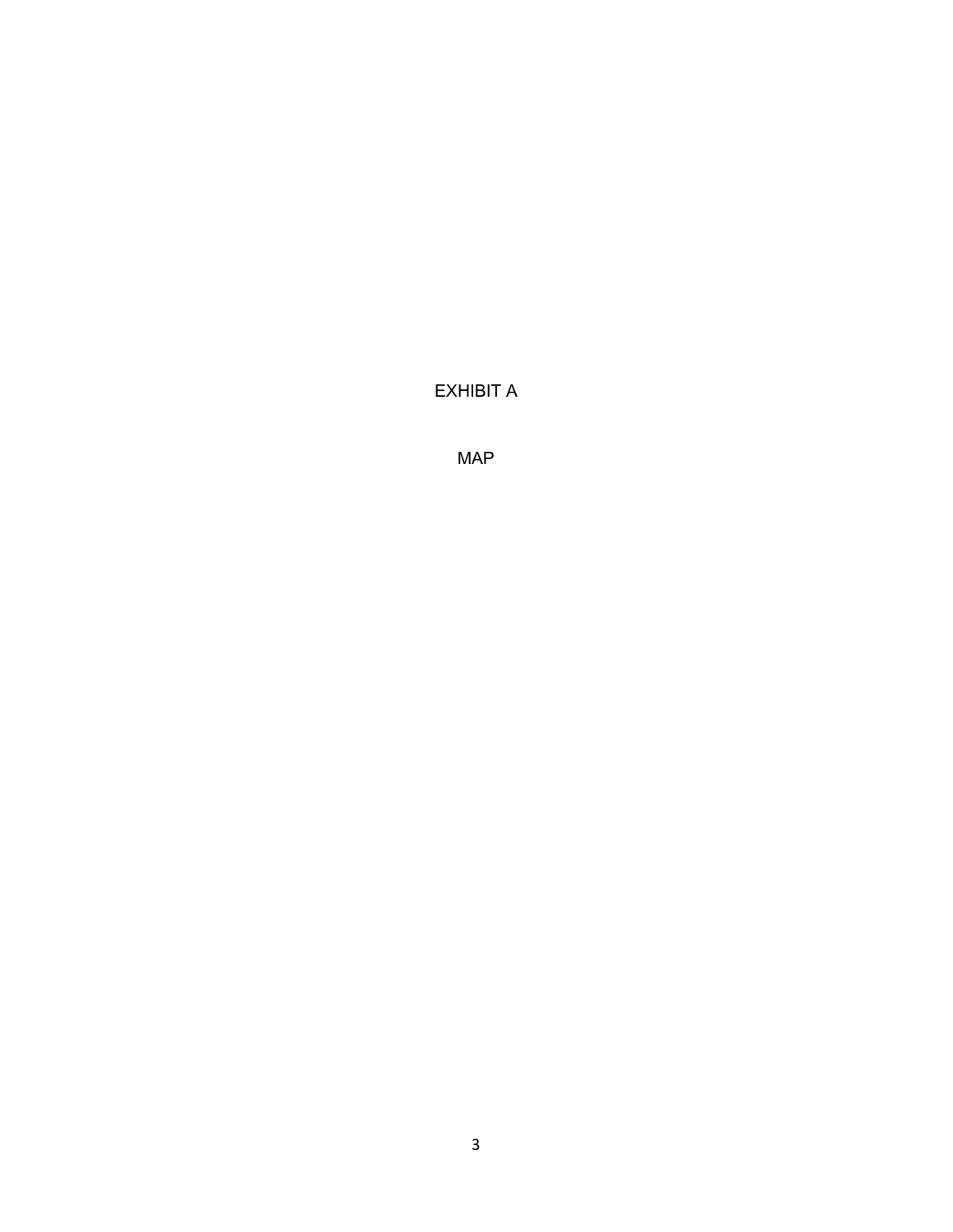EXHIBIT A

MAP